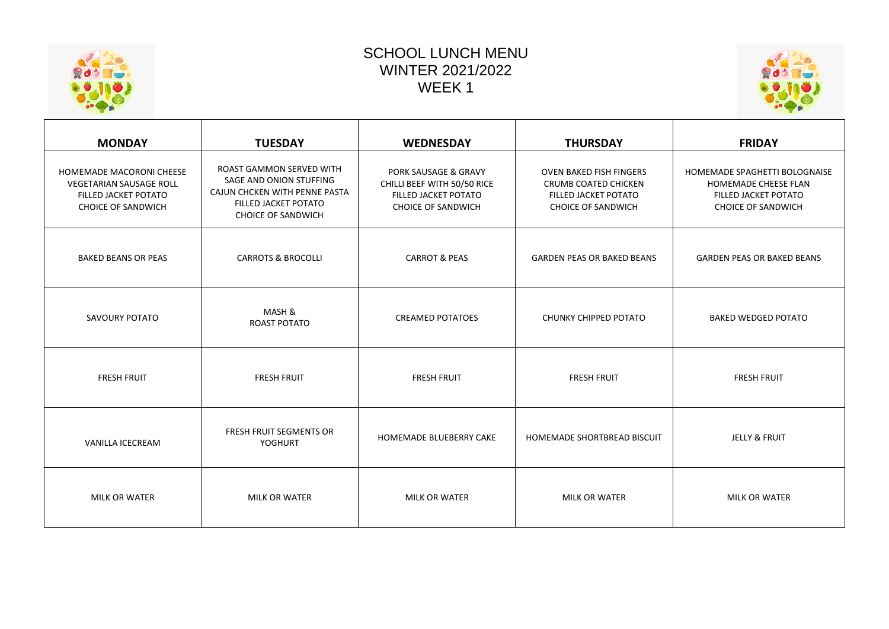# SCHOOL LUNCH MENU
# WINTER 2021/2022
# WEEK 1

| MONDAY | TUESDAY | WEDNESDAY | THURSDAY | FRIDAY |
|---|---|---|---|---|
| HOMEMADE MACORONI CHEESE<br>VEGETARIAN SAUSAGE ROLL<br>FILLED JACKET POTATO<br>CHOICE OF SANDWICH | ROAST GAMMON SERVED WITH SAGE AND ONION STUFFING<br>CAJUN CHCKEN WITH PENNE PASTA<br>FILLED JACKET POTATO<br>CHOICE OF SANDWICH | PORK SAUSAGE & GRAVY<br>CHILLI BEEF WITH 50/50 RICE<br>FILLED JACKET POTATO<br>CHOICE OF SANDWICH | OVEN BAKED FISH FINGERS<br>CRUMB COATED CHICKEN<br>FILLED JACKET POTATO<br>CHOICE OF SANDWICH | HOMEMADE SPAGHETTI BOLOGNAISE<br>HOMEMADE CHEESE FLAN<br>FILLED JACKET POTATO<br>CHOICE OF SANDWICH |
| BAKED BEANS OR PEAS | CARROTS & BROCOLLI | CARROT & PEAS | GARDEN PEAS OR BAKED BEANS | GARDEN PEAS OR BAKED BEANS |
| SAVOURY POTATO | MASH &<br>ROAST POTATO | CREAMED POTATOES | CHUNKY CHIPPED POTATO | BAKED WEDGED POTATO |
| FRESH FRUIT | FRESH FRUIT | FRESH FRUIT | FRESH FRUIT | FRESH FRUIT |
| VANILLA ICECREAM | FRESH FRUIT SEGMENTS OR YOGHURT | HOMEMADE BLUEBERRY CAKE | HOMEMADE SHORTBREAD BISCUIT | JELLY & FRUIT |
| MILK OR WATER | MILK OR WATER | MILK OR WATER | MILK OR WATER | MILK OR WATER |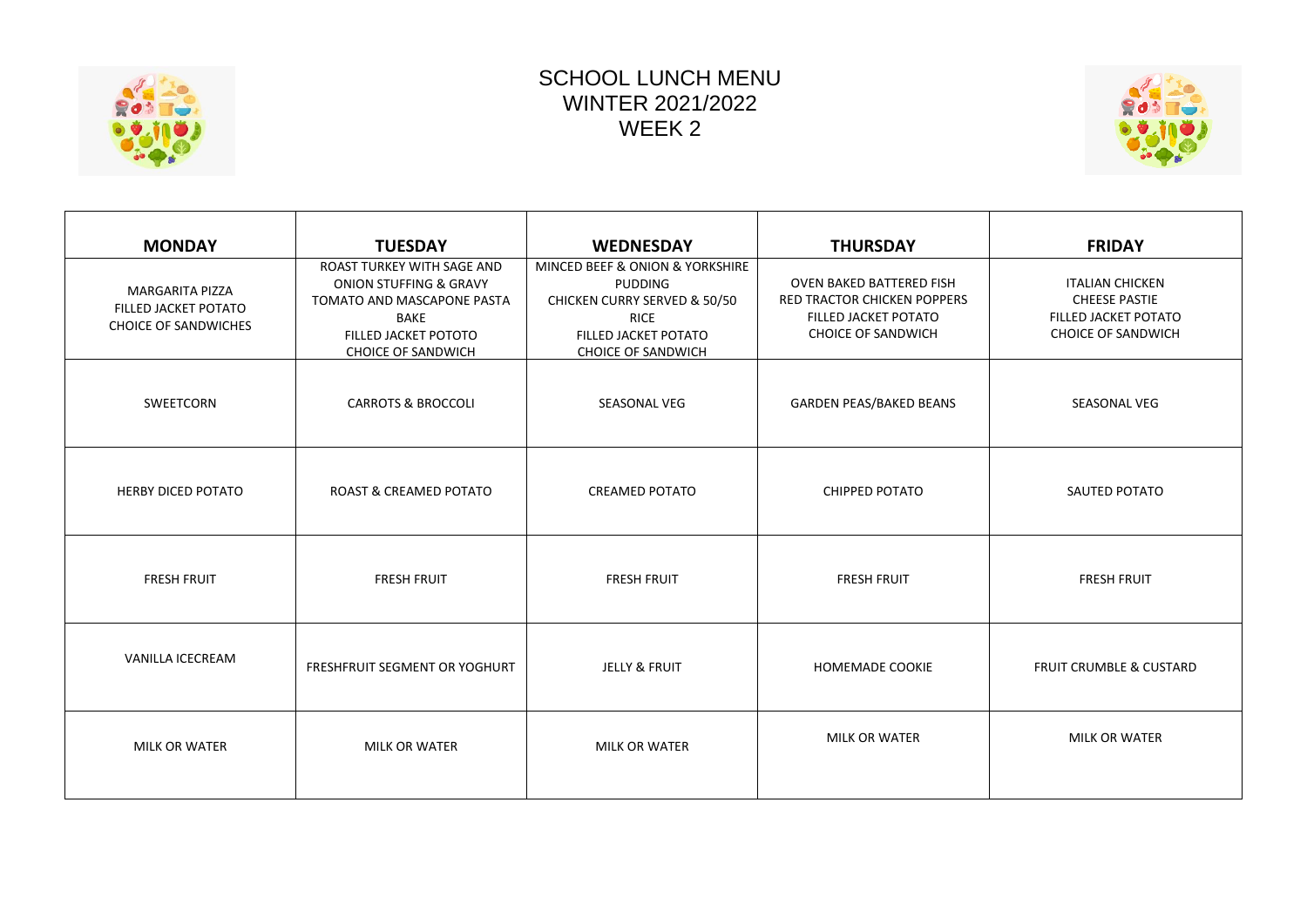# SCHOOL LUNCH MENU
# WINTER 2021/2022
# WEEK 2

| MONDAY | TUESDAY | WEDNESDAY | THURSDAY | FRIDAY |
|---|---|---|---|---|
| MARGARITA PIZZA<br>FILLED JACKET POTATO<br>CHOICE OF SANDWICHES | ROAST TURKEY WITH SAGE AND ONION STUFFING & GRAVY<br>TOMATO AND MASCAPONE PASTA BAKE<br>FILLED JACKET POTOTO<br>CHOICE OF SANDWICH | MINCED BEEF & ONION & YORKSHIRE PUDDING<br>CHICKEN CURRY SERVED & 50/50 RICE<br>FILLED JACKET POTATO<br>CHOICE OF SANDWICH | OVEN BAKED BATTERED FISH<br>RED TRACTOR CHICKEN POPPERS<br>FILLED JACKET POTATO<br>CHOICE OF SANDWICH | ITALIAN CHICKEN<br>CHEESE PASTIE<br>FILLED JACKET POTATO<br>CHOICE OF SANDWICH |
| SWEETCORN | CARROTS & BROCCOLI | SEASONAL VEG | GARDEN PEAS/BAKED BEANS | SEASONAL VEG |
| HERBY DICED POTATO | ROAST & CREAMED POTATO | CREAMED POTATO | CHIPPED POTATO | SAUTED POTATO |
| FRESH FRUIT | FRESH FRUIT | FRESH FRUIT | FRESH FRUIT | FRESH FRUIT |
| VANILLA ICECREAM | FRESHFRUIT SEGMENT OR YOGHURT | JELLY & FRUIT | HOMEMADE COOKIE | FRUIT CRUMBLE & CUSTARD |
| MILK OR WATER | MILK OR WATER | MILK OR WATER | MILK OR WATER | MILK OR WATER |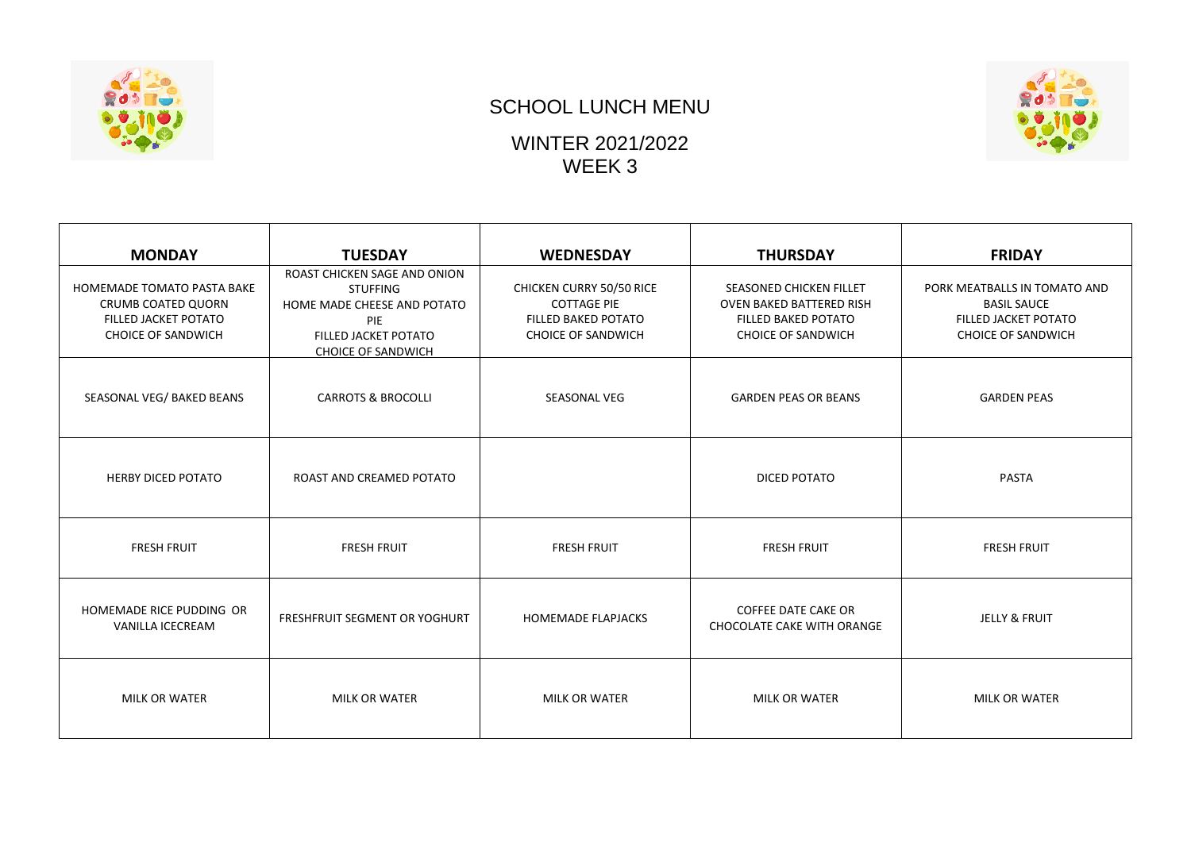# SCHOOL LUNCH MENU

## WINTER 2021/2022
## WEEK 3

| MONDAY | TUESDAY | WEDNESDAY | THURSDAY | FRIDAY |
|---|---|---|---|---|
| HOMEMADE TOMATO PASTA BAKE<br>CRUMB COATED QUORN<br>FILLED JACKET POTATO<br>CHOICE OF SANDWICH | ROAST CHICKEN SAGE AND ONION STUFFING<br>HOME MADE CHEESE AND POTATO PIE<br>FILLED JACKET POTATO<br>CHOICE OF SANDWICH | CHICKEN CURRY 50/50 RICE<br>COTTAGE PIE<br>FILLED BAKED POTATO<br>CHOICE OF SANDWICH | SEASONED CHICKEN FILLET<br>OVEN BAKED BATTERED RISH<br>FILLED BAKED POTATO<br>CHOICE OF SANDWICH | PORK MEATBALLS IN TOMATO AND BASIL SAUCE<br>FILLED JACKET POTATO<br>CHOICE OF SANDWICH |
| SEASONAL VEG/ BAKED BEANS | CARROTS & BROCOLLI | SEASONAL VEG | GARDEN PEAS OR BEANS | GARDEN PEAS |
| HERBY DICED POTATO | ROAST AND CREAMED POTATO | | DICED POTATO | PASTA |
| FRESH FRUIT | FRESH FRUIT | FRESH FRUIT | FRESH FRUIT | FRESH FRUIT |
| HOMEMADE RICE PUDDING OR VANILLA ICECREAM | FRESHFRUIT SEGMENT OR YOGHURT | HOMEMADE FLAPJACKS | COFFEE DATE CAKE OR CHOCOLATE CAKE WITH ORANGE | JELLY & FRUIT |
| MILK OR WATER | MILK OR WATER | MILK OR WATER | MILK OR WATER | MILK OR WATER |